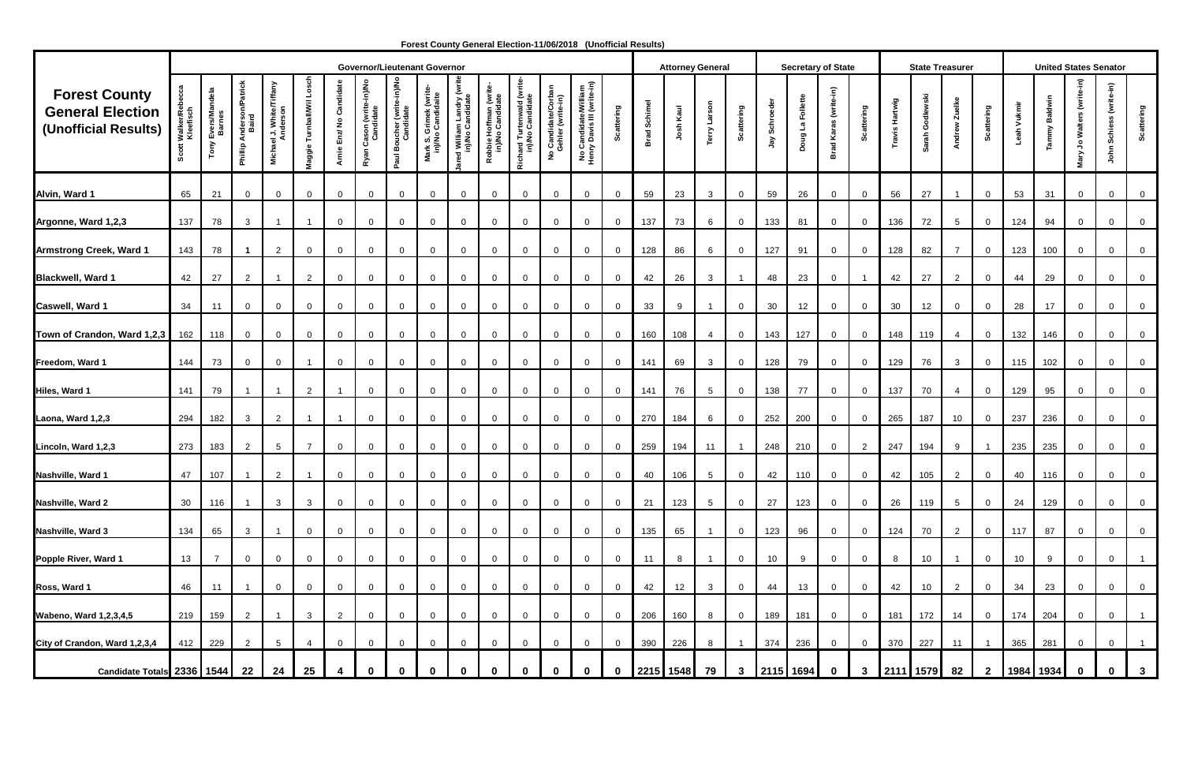# Forest County General Election-11/06/2018 (Unofficial Results)

| Forest County General Election (Unofficial Results) | Governor/Lieutenant Governor | | | | | | | | | | | | | | | Attorney General | | | | Secretary of State | | | | State Treasurer | | | | United States Senator | | | | |
|---|---|---|---|---|---|---|---|---|---|---|---|---|---|---|---|---|---|---|---|---|---|---|---|---|---|---|---|---|---|---|---|---|
| | Scott Walker/Rebecca Kleefisch | Tony Evers/Mandela Barnes | Phillip Anderson/Patrick Baird | Michael J. White/Tiffany Anderson | Maggie Turnbull/Wil Losch | Arnie Enz/ No Candidate | Ryan Cason (write-in)/No Candidate | Paul Boucher (write-in)/No Candidate | Mark S. Grimek (write-in)/No Candidate | Jared William Landry (write in)/No Candidate | Robbie Hoffman (write-in)/No Candidate | Richard Turtenwald (write-in)/No Candidate | No Candidate/Corban Gehler (write-in) | No Candidate/William Henry Davis III (write-in) | Scattering | Brad Schimel | Josh Kaul | Terry Larson | Scattering | Jay Schroeder | Doug La Follette | Brad Karas (write-in) | Scattering | Travis Hartwig | Sarah Godlewski | Andrew Zuelke | Scattering | Leah Vukmir | Tammy Baldwin | Mary Jo Walters (write-in) | John Schiess (write-in) | Scattering |
| Alvin, Ward 1 | 65 | 21 | 0 | 0 | 0 | 0 | 0 | 0 | 0 | 0 | 0 | 0 | 0 | 0 | 0 | 59 | 23 | 3 | 0 | 59 | 26 | 0 | 0 | 56 | 27 | 1 | 0 | 53 | 31 | 0 | 0 | 0 |
| Argonne, Ward 1,2,3 | 137 | 78 | 3 | 1 | 1 | 0 | 0 | 0 | 0 | 0 | 0 | 0 | 0 | 0 | 0 | 137 | 73 | 6 | 0 | 133 | 81 | 0 | 0 | 136 | 72 | 5 | 0 | 124 | 94 | 0 | 0 | 0 |
| Armstrong Creek, Ward 1 | 143 | 78 | 1 | 2 | 0 | 0 | 0 | 0 | 0 | 0 | 0 | 0 | 0 | 0 | 0 | 128 | 86 | 6 | 0 | 127 | 91 | 0 | 0 | 128 | 82 | 7 | 0 | 123 | 100 | 0 | 0 | 0 |
| Blackwell, Ward 1 | 42 | 27 | 2 | 1 | 2 | 0 | 0 | 0 | 0 | 0 | 0 | 0 | 0 | 0 | 0 | 42 | 26 | 3 | 1 | 48 | 23 | 0 | 1 | 42 | 27 | 2 | 0 | 44 | 29 | 0 | 0 | 0 |
| Caswell, Ward 1 | 34 | 11 | 0 | 0 | 0 | 0 | 0 | 0 | 0 | 0 | 0 | 0 | 0 | 0 | 0 | 33 | 9 | 1 | 0 | 30 | 12 | 0 | 0 | 30 | 12 | 0 | 0 | 28 | 17 | 0 | 0 | 0 |
| Town of Crandon, Ward 1,2,3 | 162 | 118 | 0 | 0 | 0 | 0 | 0 | 0 | 0 | 0 | 0 | 0 | 0 | 0 | 0 | 160 | 108 | 4 | 0 | 143 | 127 | 0 | 0 | 148 | 119 | 4 | 0 | 132 | 146 | 0 | 0 | 0 |
| Freedom, Ward 1 | 144 | 73 | 0 | 0 | 1 | 0 | 0 | 0 | 0 | 0 | 0 | 0 | 0 | 0 | 0 | 141 | 69 | 3 | 0 | 128 | 79 | 0 | 0 | 129 | 76 | 3 | 0 | 115 | 102 | 0 | 0 | 0 |
| Hiles, Ward 1 | 141 | 79 | 1 | 1 | 2 | 1 | 0 | 0 | 0 | 0 | 0 | 0 | 0 | 0 | 0 | 141 | 76 | 5 | 0 | 138 | 77 | 0 | 0 | 137 | 70 | 4 | 0 | 129 | 95 | 0 | 0 | 0 |
| Laona, Ward 1,2,3 | 294 | 182 | 3 | 2 | 1 | 1 | 0 | 0 | 0 | 0 | 0 | 0 | 0 | 0 | 0 | 270 | 184 | 6 | 0 | 252 | 200 | 0 | 0 | 265 | 187 | 10 | 0 | 237 | 236 | 0 | 0 | 0 |
| Lincoln, Ward 1,2,3 | 273 | 183 | 2 | 5 | 7 | 0 | 0 | 0 | 0 | 0 | 0 | 0 | 0 | 0 | 0 | 259 | 194 | 11 | 1 | 248 | 210 | 0 | 2 | 247 | 194 | 9 | 1 | 235 | 235 | 0 | 0 | 0 |
| Nashville, Ward 1 | 47 | 107 | 1 | 2 | 1 | 0 | 0 | 0 | 0 | 0 | 0 | 0 | 0 | 0 | 0 | 40 | 106 | 5 | 0 | 42 | 110 | 0 | 0 | 42 | 105 | 2 | 0 | 40 | 116 | 0 | 0 | 0 |
| Nashville, Ward 2 | 30 | 116 | 1 | 3 | 3 | 0 | 0 | 0 | 0 | 0 | 0 | 0 | 0 | 0 | 0 | 21 | 123 | 5 | 0 | 27 | 123 | 0 | 0 | 26 | 119 | 5 | 0 | 24 | 129 | 0 | 0 | 0 |
| Nashville, Ward 3 | 134 | 65 | 3 | 1 | 0 | 0 | 0 | 0 | 0 | 0 | 0 | 0 | 0 | 0 | 0 | 135 | 65 | 1 | 0 | 123 | 96 | 0 | 0 | 124 | 70 | 2 | 0 | 117 | 87 | 0 | 0 | 0 |
| Popple River, Ward 1 | 13 | 7 | 0 | 0 | 0 | 0 | 0 | 0 | 0 | 0 | 0 | 0 | 0 | 0 | 0 | 11 | 8 | 1 | 0 | 10 | 9 | 0 | 0 | 8 | 10 | 1 | 0 | 10 | 9 | 0 | 0 | 1 |
| Ross, Ward 1 | 46 | 11 | 1 | 0 | 0 | 0 | 0 | 0 | 0 | 0 | 0 | 0 | 0 | 0 | 0 | 42 | 12 | 3 | 0 | 44 | 13 | 0 | 0 | 42 | 10 | 2 | 0 | 34 | 23 | 0 | 0 | 0 |
| Wabeno, Ward 1,2,3,4,5 | 219 | 159 | 2 | 1 | 3 | 2 | 0 | 0 | 0 | 0 | 0 | 0 | 0 | 0 | 0 | 206 | 160 | 8 | 0 | 189 | 181 | 0 | 0 | 181 | 172 | 14 | 0 | 174 | 204 | 0 | 0 | 1 |
| City of Crandon, Ward 1,2,3,4 | 412 | 229 | 2 | 5 | 4 | 0 | 0 | 0 | 0 | 0 | 0 | 0 | 0 | 0 | 0 | 390 | 226 | 8 | 1 | 374 | 236 | 0 | 0 | 370 | 227 | 11 | 1 | 365 | 281 | 0 | 0 | 1 |
| **Candidate Totals** | **2336** | **1544** | **22** | **24** | **25** | **4** | **0** | **0** | **0** | **0** | **0** | **0** | **0** | **0** | **0** | **2215** | **1548** | **79** | **3** | **2115** | **1694** | **0** | **3** | **2111** | **1579** | **82** | **2** | **1984** | **1934** | **0** | **0** | **3** |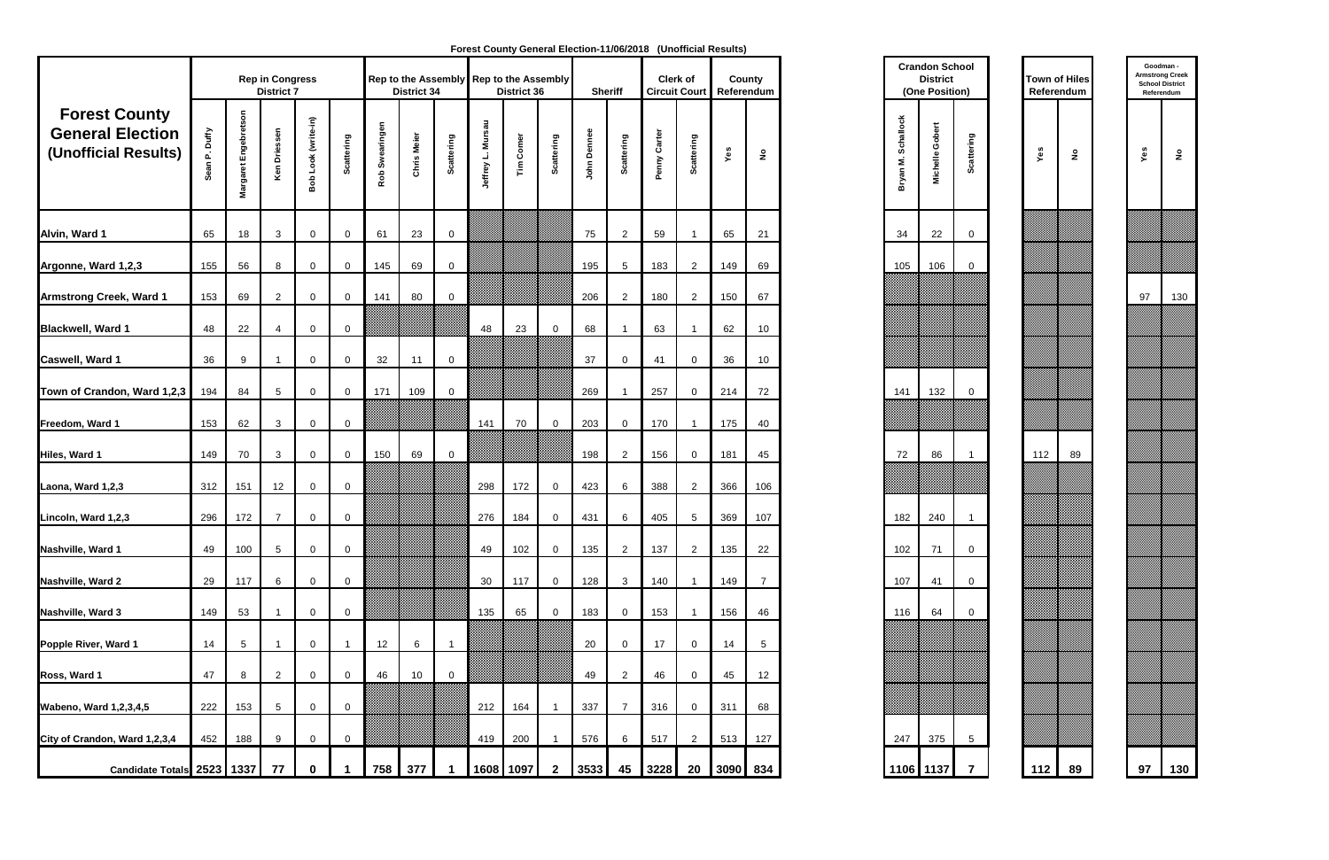**Forest County General Election-11/06/2018 (Unofficial Results)**

| Forest County General Election (Unofficial Results) | Rep in Congress District 7 | | | | | Rep to the Assembly District 34 | | | Rep to the Assembly District 36 | | | Sheriff | | Clerk of Circuit Court | | County Referendum | | Crandon School District (One Position) | | | Town of Hiles Referendum | | Goodman - Armstrong Creek School District Referendum | |
|---|---|---|---|---|---|---|---|---|---|---|---|---|---|---|---|---|---|---|---|---|---|---|---|---|
| | Sean P. Duffy | Margaret Engebretson | Ken Driessen | Bob Look (write-in) | Scattering | Rob Swearingen | Chris Meier | Scattering | Jeffrey L. Mursau | Tim Comer | Scattering | John Dennee | Scattering | Penny Carter | Scattering | Yes | No | Bryan M. Schallock | Michelle Gobert | Scattering | Yes | No | Yes | No |
| Alvin, Ward 1 | 65 | 18 | 3 | 0 | 0 | 61 | 23 | 0 | | | | 75 | 2 | 59 | 1 | 65 | 21 | 34 | 22 | 0 | | | | |
| Argonne, Ward 1,2,3 | 155 | 56 | 8 | 0 | 0 | 145 | 69 | 0 | | | | 195 | 5 | 183 | 2 | 149 | 69 | 105 | 106 | 0 | | | | |
| Armstrong Creek, Ward 1 | 153 | 69 | 2 | 0 | 0 | 141 | 80 | 0 | | | | 206 | 2 | 180 | 2 | 150 | 67 | | | | | | 97 | 130 |
| Blackwell, Ward 1 | 48 | 22 | 4 | 0 | 0 | | | | 48 | 23 | 0 | 68 | 1 | 63 | 1 | 62 | 10 | | | | | | | |
| Caswell, Ward 1 | 36 | 9 | 1 | 0 | 0 | 32 | 11 | 0 | | | | 37 | 0 | 41 | 0 | 36 | 10 | | | | | | | |
| Town of Crandon, Ward 1,2,3 | 194 | 84 | 5 | 0 | 0 | 171 | 109 | 0 | | | | 269 | 1 | 257 | 0 | 214 | 72 | 141 | 132 | 0 | | | | |
| Freedom, Ward 1 | 153 | 62 | 3 | 0 | 0 | | | | 141 | 70 | 0 | 203 | 0 | 170 | 1 | 175 | 40 | | | | | | | |
| Hiles, Ward 1 | 149 | 70 | 3 | 0 | 0 | 150 | 69 | 0 | | | | 198 | 2 | 156 | 0 | 181 | 45 | 72 | 86 | 1 | 112 | 89 | | |
| Laona, Ward 1,2,3 | 312 | 151 | 12 | 0 | 0 | | | | 298 | 172 | 0 | 423 | 6 | 388 | 2 | 366 | 106 | | | | | | | |
| Lincoln, Ward 1,2,3 | 296 | 172 | 7 | 0 | 0 | | | | 276 | 184 | 0 | 431 | 6 | 405 | 5 | 369 | 107 | 182 | 240 | 1 | | | | |
| Nashville, Ward 1 | 49 | 100 | 5 | 0 | 0 | | | | 49 | 102 | 0 | 135 | 2 | 137 | 2 | 135 | 22 | 102 | 71 | 0 | | | | |
| Nashville, Ward 2 | 29 | 117 | 6 | 0 | 0 | | | | 30 | 117 | 0 | 128 | 3 | 140 | 1 | 149 | 7 | 107 | 41 | 0 | | | | |
| Nashville, Ward 3 | 149 | 53 | 1 | 0 | 0 | | | | 135 | 65 | 0 | 183 | 0 | 153 | 1 | 156 | 46 | 116 | 64 | 0 | | | | |
| Popple River, Ward 1 | 14 | 5 | 1 | 0 | 1 | 12 | 6 | 1 | | | | 20 | 0 | 17 | 0 | 14 | 5 | | | | | | | |
| Ross, Ward 1 | 47 | 8 | 2 | 0 | 0 | 46 | 10 | 0 | | | | 49 | 2 | 46 | 0 | 45 | 12 | | | | | | | |
| Wabeno, Ward 1,2,3,4,5 | 222 | 153 | 5 | 0 | 0 | | | | 212 | 164 | 1 | 337 | 7 | 316 | 0 | 311 | 68 | | | | | | | |
| City of Crandon, Ward 1,2,3,4 | 452 | 188 | 9 | 0 | 0 | | | | 419 | 200 | 1 | 576 | 6 | 517 | 2 | 513 | 127 | 247 | 375 | 5 | | | | |
| **Candidate Totals** | **2523** | **1337** | **77** | **0** | **1** | **758** | **377** | **1** | **1608** | **1097** | **2** | **3533** | **45** | **3228** | **20** | **3090** | **834** | **1106** | **1137** | **7** | **112** | **89** | **97** | **130** |